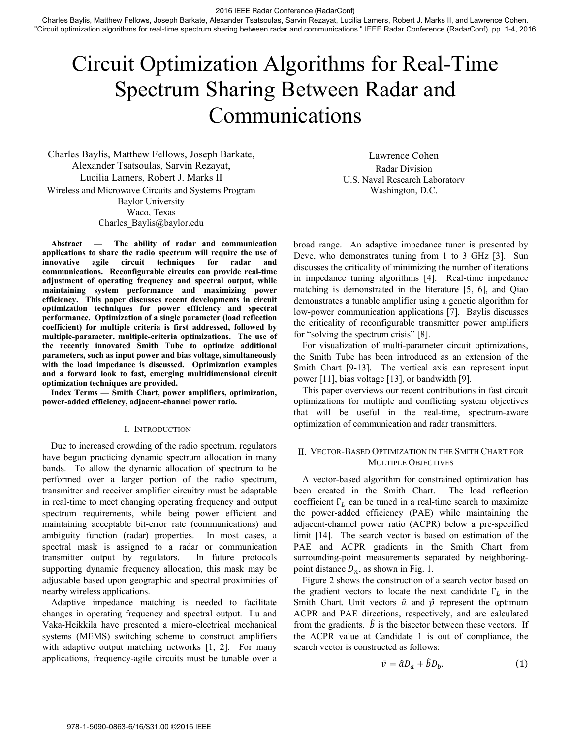# Circuit Optimization Algorithms for Real-Time Spectrum Sharing Between Radar and Communications

Charles Baylis, Matthew Fellows, Joseph Barkate, Alexander Tsatsoulas, Sarvin Rezayat, Lucilia Lamers, Robert J. Marks II
Wireless and Microwave Circuits and Systems Program
Baylor University
Waco, Texas
Charles_Baylis@baylor.edu

Lawrence Cohen
Radar Division
U.S. Naval Research Laboratory
Washington, D.C.

**Abstract — The ability of radar and communication applications to share the radio spectrum will require the use of innovative agile circuit techniques for radar and communications. Reconfigurable circuits can provide real-time adjustment of operating frequency and spectral output, while maintaining system performance and maximizing power efficiency. This paper discusses recent developments in circuit optimization techniques for power efficiency and spectral performance. Optimization of a single parameter (load reflection coefficient) for multiple criteria is first addressed, followed by multiple-parameter, multiple-criteria optimizations. The use of the recently innovated Smith Tube to optimize additional parameters, such as input power and bias voltage, simultaneously with the load impedance is discussed. Optimization examples and a forward look to fast, emerging multidimensional circuit optimization techniques are provided.**

**Index Terms — Smith Chart, power amplifiers, optimization, power-added efficiency, adjacent-channel power ratio.**

## I. Introduction

Due to increased crowding of the radio spectrum, regulators have begun practicing dynamic spectrum allocation in many bands. To allow the dynamic allocation of spectrum to be performed over a larger portion of the radio spectrum, transmitter and receiver amplifier circuitry must be adaptable in real-time to meet changing operating frequency and output spectrum requirements, while being power efficient and maintaining acceptable bit-error rate (communications) and ambiguity function (radar) properties. In most cases, a spectral mask is assigned to a radar or communication transmitter output by regulators. In future protocols supporting dynamic frequency allocation, this mask may be adjustable based upon geographic and spectral proximities of nearby wireless applications.

Adaptive impedance matching is needed to facilitate changes in operating frequency and spectral output. Lu and Vaka-Heikkila have presented a micro-electrical mechanical systems (MEMS) switching scheme to construct amplifiers with adaptive output matching networks [1, 2]. For many applications, frequency-agile circuits must be tunable over a broad range. An adaptive impedance tuner is presented by Deve, who demonstrates tuning from 1 to 3 GHz [3]. Sun discusses the criticality of minimizing the number of iterations in impedance tuning algorithms [4]. Real-time impedance matching is demonstrated in the literature [5, 6], and Qiao demonstrates a tunable amplifier using a genetic algorithm for low-power communication applications [7]. Baylis discusses the criticality of reconfigurable transmitter power amplifiers for "solving the spectrum crisis" [8].

For visualization of multi-parameter circuit optimizations, the Smith Tube has been introduced as an extension of the Smith Chart [9-13]. The vertical axis can represent input power [11], bias voltage [13], or bandwidth [9].

This paper overviews our recent contributions in fast circuit optimizations for multiple and conflicting system objectives that will be useful in the real-time, spectrum-aware optimization of communication and radar transmitters.

## II. Vector-Based Optimization in the Smith Chart for Multiple Objectives

A vector-based algorithm for constrained optimization has been created in the Smith Chart. The load reflection coefficient $\Gamma_L$ can be tuned in a real-time search to maximize the power-added efficiency (PAE) while maintaining the adjacent-channel power ratio (ACPR) below a pre-specified limit [14]. The search vector is based on estimation of the PAE and ACPR gradients in the Smith Chart from surrounding-point measurements separated by neighboring-point distance $D_n$, as shown in Fig. 1.

Figure 2 shows the construction of a search vector based on the gradient vectors to locate the next candidate $\Gamma_L$ in the Smith Chart. Unit vectors $\hat{a}$ and $\hat{p}$ represent the optimum ACPR and PAE directions, respectively, and are calculated from the gradients. $\hat{b}$ is the bisector between these vectors. If the ACPR value at Candidate 1 is out of compliance, the search vector is constructed as follows:

$$\bar{v} = \hat{a}D_a + \hat{b}D_b. \tag{1}$$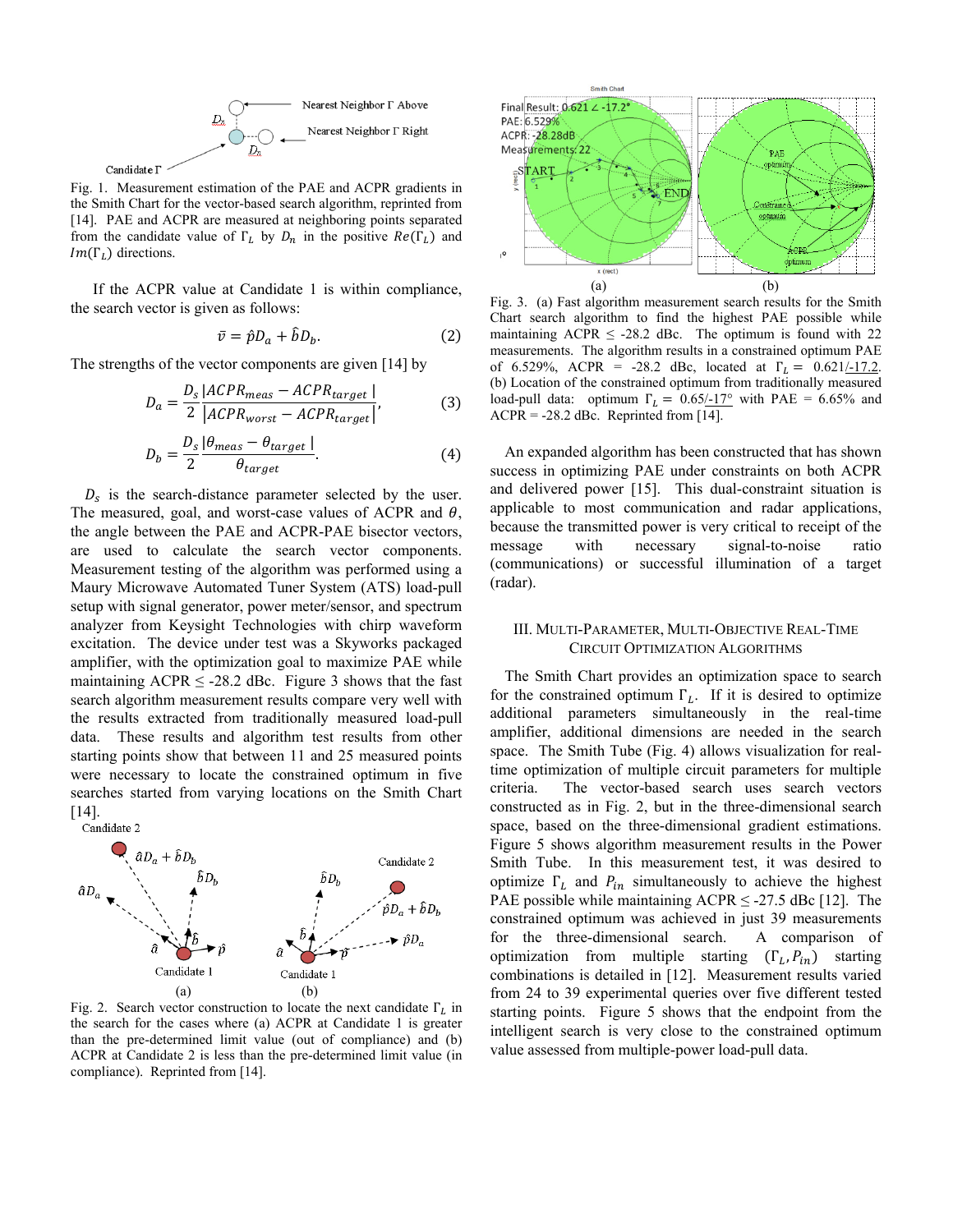Fig. 1. Measurement estimation of the PAE and ACPR gradients in the Smith Chart for the vector-based search algorithm, reprinted from [14]. PAE and ACPR are measured at neighboring points separated from the candidate value of $\Gamma_L$ by $D_n$ in the positive $Re(\Gamma_L)$ and $Im(\Gamma_L)$ directions.

If the ACPR value at Candidate 1 is within compliance, the search vector is given as follows:

$$\bar{v} = \hat{p}D_a + \hat{b}D_b. \tag{2}$$

The strengths of the vector components are given [14] by

$$D_a = \frac{D_s}{2}\frac{|ACPR_{meas} - ACPR_{target}|}{|ACPR_{worst} - ACPR_{target}|}, \tag{3}$$

$$D_b = \frac{D_s}{2}\frac{|\theta_{meas} - \theta_{target}|}{\theta_{target}}. \tag{4}$$

$D_s$ is the search-distance parameter selected by the user. The measured, goal, and worst-case values of ACPR and $\theta$, the angle between the PAE and ACPR-PAE bisector vectors, are used to calculate the search vector components. Measurement testing of the algorithm was performed using a Maury Microwave Automated Tuner System (ATS) load-pull setup with signal generator, power meter/sensor, and spectrum analyzer from Keysight Technologies with chirp waveform excitation. The device under test was a Skyworks packaged amplifier, with the optimization goal to maximize PAE while maintaining ACPR ≤ -28.2 dBc. Figure 3 shows that the fast search algorithm measurement results compare very well with the results extracted from traditionally measured load-pull data. These results and algorithm test results from other starting points show that between 11 and 25 measured points were necessary to locate the constrained optimum in five searches started from varying locations on the Smith Chart [14].

Fig. 2. Search vector construction to locate the next candidate $\Gamma_L$ in the search for the cases where (a) ACPR at Candidate 1 is greater than the pre-determined limit value (out of compliance) and (b) ACPR at Candidate 2 is less than the pre-determined limit value (in compliance). Reprinted from [14].

Fig. 3. (a) Fast algorithm measurement search results for the Smith Chart search algorithm to find the highest PAE possible while maintaining ACPR ≤ -28.2 dBc. The optimum is found with 22 measurements. The algorithm results in a constrained optimum PAE of 6.529%, ACPR = -28.2 dBc, located at $\Gamma_L = 0.621\angle{-17.2}$. (b) Location of the constrained optimum from traditionally measured load-pull data: optimum $\Gamma_L = 0.65\angle{-17°}$ with PAE = 6.65% and ACPR = -28.2 dBc. Reprinted from [14].

An expanded algorithm has been constructed that has shown success in optimizing PAE under constraints on both ACPR and delivered power [15]. This dual-constraint situation is applicable to most communication and radar applications, because the transmitted power is very critical to receipt of the message with necessary signal-to-noise ratio (communications) or successful illumination of a target (radar).

## III. Multi-Parameter, Multi-Objective Real-Time Circuit Optimization Algorithms

The Smith Chart provides an optimization space to search for the constrained optimum $\Gamma_L$. If it is desired to optimize additional parameters simultaneously in the real-time amplifier, additional dimensions are needed in the search space. The Smith Tube (Fig. 4) allows visualization for real-time optimization of multiple circuit parameters for multiple criteria. The vector-based search uses search vectors constructed as in Fig. 2, but in the three-dimensional search space, based on the three-dimensional gradient estimations. Figure 5 shows algorithm measurement results in the Power Smith Tube. In this measurement test, it was desired to optimize $\Gamma_L$ and $P_{in}$ simultaneously to achieve the highest PAE possible while maintaining ACPR ≤ -27.5 dBc [12]. The constrained optimum was achieved in just 39 measurements for the three-dimensional search. A comparison of optimization from multiple starting $(\Gamma_L, P_{in})$ starting combinations is detailed in [12]. Measurement results varied from 24 to 39 experimental queries over five different tested starting points. Figure 5 shows that the endpoint from the intelligent search is very close to the constrained optimum value assessed from multiple-power load-pull data.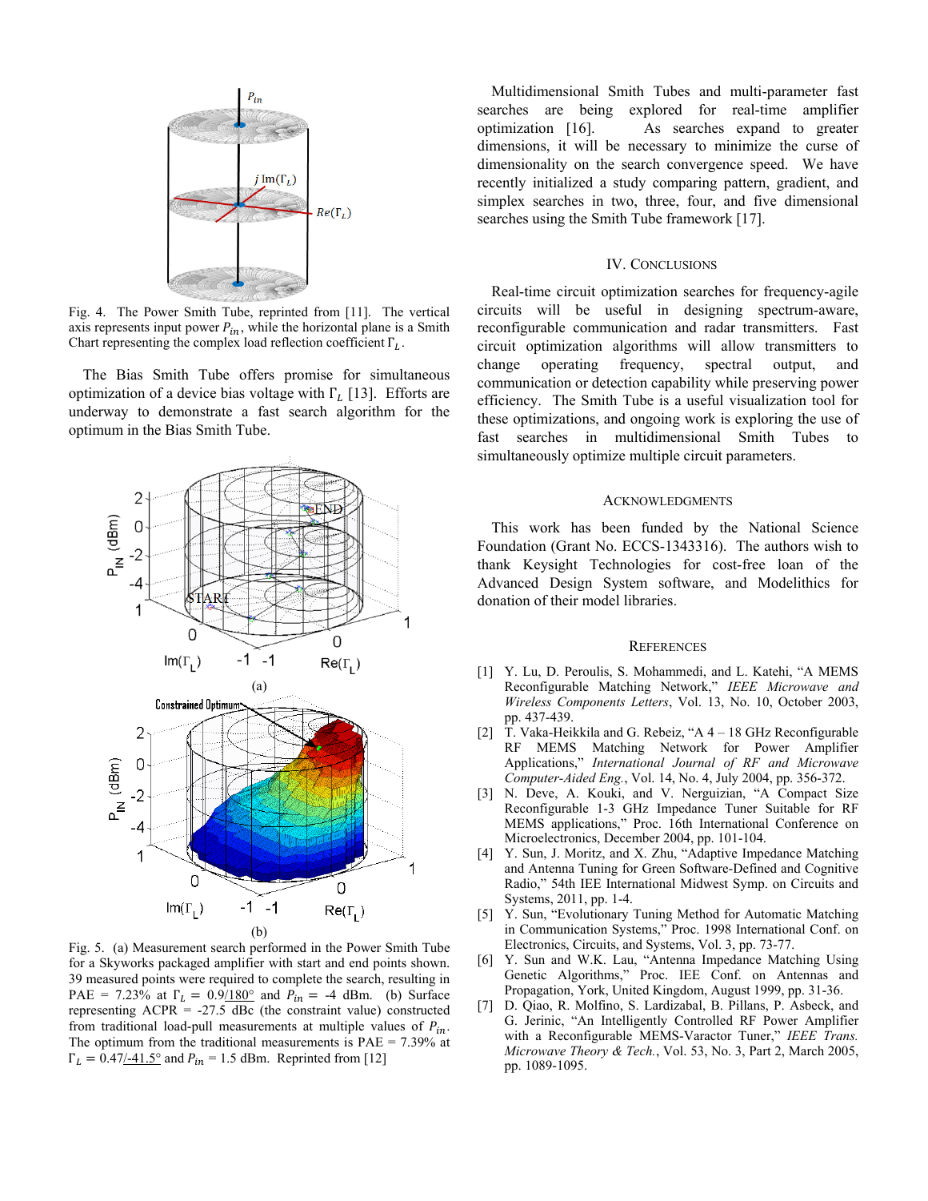Fig. 4. The Power Smith Tube, reprinted from [11]. The vertical axis represents input power $P_{in}$, while the horizontal plane is a Smith Chart representing the complex load reflection coefficient $\Gamma_L$.

The Bias Smith Tube offers promise for simultaneous optimization of a device bias voltage with $\Gamma_L$ [13]. Efforts are underway to demonstrate a fast search algorithm for the optimum in the Bias Smith Tube.

Fig. 5. (a) Measurement search performed in the Power Smith Tube for a Skyworks packaged amplifier with start and end points shown. 39 measured points were required to complete the search, resulting in PAE = 7.23% at $\Gamma_L = 0.9\angle 180°$ and $P_{in} = -4$ dBm. (b) Surface representing ACPR = -27.5 dBc (the constraint value) constructed from traditional load-pull measurements at multiple values of $P_{in}$. The optimum from the traditional measurements is PAE = 7.39% at $\Gamma_L = 0.47\angle -41.5°$ and $P_{in} = 1.5$ dBm. Reprinted from [12]

Multidimensional Smith Tubes and multi-parameter fast searches are being explored for real-time amplifier optimization [16]. As searches expand to greater dimensions, it will be necessary to minimize the curse of dimensionality on the search convergence speed. We have recently initialized a study comparing pattern, gradient, and simplex searches in two, three, four, and five dimensional searches using the Smith Tube framework [17].

## IV. Conclusions

Real-time circuit optimization searches for frequency-agile circuits will be useful in designing spectrum-aware, reconfigurable communication and radar transmitters. Fast circuit optimization algorithms will allow transmitters to change operating frequency, spectral output, and communication or detection capability while preserving power efficiency. The Smith Tube is a useful visualization tool for these optimizations, and ongoing work is exploring the use of fast searches in multidimensional Smith Tubes to simultaneously optimize multiple circuit parameters.

## Acknowledgments

This work has been funded by the National Science Foundation (Grant No. ECCS-1343316). The authors wish to thank Keysight Technologies for cost-free loan of the Advanced Design System software, and Modelithics for donation of their model libraries.

## References

[1] Y. Lu, D. Peroulis, S. Mohammedi, and L. Katehi, "A MEMS Reconfigurable Matching Network," *IEEE Microwave and Wireless Components Letters*, Vol. 13, No. 10, October 2003, pp. 437-439.

[2] T. Vaka-Heikkila and G. Rebeiz, "A 4 – 18 GHz Reconfigurable RF MEMS Matching Network for Power Amplifier Applications," *International Journal of RF and Microwave Computer-Aided Eng.*, Vol. 14, No. 4, July 2004, pp. 356-372.

[3] N. Deve, A. Kouki, and V. Nerguizian, "A Compact Size Reconfigurable 1-3 GHz Impedance Tuner Suitable for RF MEMS applications," Proc. 16th International Conference on Microelectronics, December 2004, pp. 101-104.

[4] Y. Sun, J. Moritz, and X. Zhu, "Adaptive Impedance Matching and Antenna Tuning for Green Software-Defined and Cognitive Radio," 54th IEE International Midwest Symp. on Circuits and Systems, 2011, pp. 1-4.

[5] Y. Sun, "Evolutionary Tuning Method for Automatic Matching in Communication Systems," Proc. 1998 International Conf. on Electronics, Circuits, and Systems, Vol. 3, pp. 73-77.

[6] Y. Sun and W.K. Lau, "Antenna Impedance Matching Using Genetic Algorithms," Proc. IEEE Conf. on Antennas and Propagation, York, United Kingdom, August 1999, pp. 31-36.

[7] D. Qiao, R. Molfino, S. Lardizabal, B. Pillans, P. Asbeck, and G. Jerinic, "An Intelligently Controlled RF Power Amplifier with a Reconfigurable MEMS-Varactor Tuner," *IEEE Trans. Microwave Theory & Tech.*, Vol. 53, No. 3, Part 2, March 2005, pp. 1089-1095.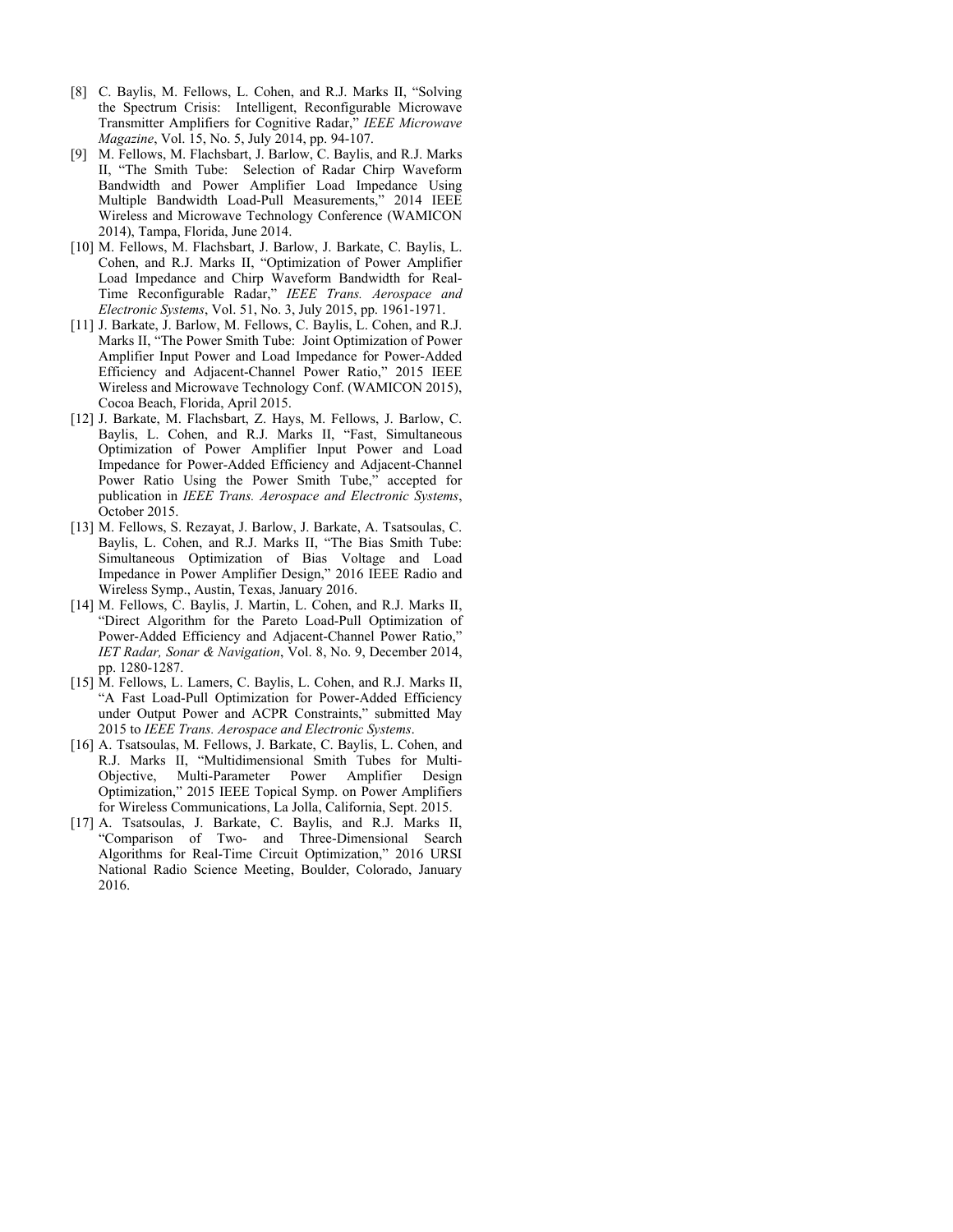[8] C. Baylis, M. Fellows, L. Cohen, and R.J. Marks II, "Solving the Spectrum Crisis: Intelligent, Reconfigurable Microwave Transmitter Amplifiers for Cognitive Radar," *IEEE Microwave Magazine*, Vol. 15, No. 5, July 2014, pp. 94-107.

[9] M. Fellows, M. Flachsbart, J. Barlow, C. Baylis, and R.J. Marks II, "The Smith Tube: Selection of Radar Chirp Waveform Bandwidth and Power Amplifier Load Impedance Using Multiple Bandwidth Load-Pull Measurements," 2014 IEEE Wireless and Microwave Technology Conference (WAMICON 2014), Tampa, Florida, June 2014.

[10] M. Fellows, M. Flachsbart, J. Barlow, J. Barkate, C. Baylis, L. Cohen, and R.J. Marks II, "Optimization of Power Amplifier Load Impedance and Chirp Waveform Bandwidth for Real-Time Reconfigurable Radar," *IEEE Trans. Aerospace and Electronic Systems*, Vol. 51, No. 3, July 2015, pp. 1961-1971.

[11] J. Barkate, J. Barlow, M. Fellows, C. Baylis, L. Cohen, and R.J. Marks II, "The Power Smith Tube: Joint Optimization of Power Amplifier Input Power and Load Impedance for Power-Added Efficiency and Adjacent-Channel Power Ratio," 2015 IEEE Wireless and Microwave Technology Conf. (WAMICON 2015), Cocoa Beach, Florida, April 2015.

[12] J. Barkate, M. Flachsbart, Z. Hays, M. Fellows, J. Barlow, C. Baylis, L. Cohen, and R.J. Marks II, "Fast, Simultaneous Optimization of Power Amplifier Input Power and Load Impedance for Power-Added Efficiency and Adjacent-Channel Power Ratio Using the Power Smith Tube," accepted for publication in *IEEE Trans. Aerospace and Electronic Systems*, October 2015.

[13] M. Fellows, S. Rezayat, J. Barlow, J. Barkate, A. Tsatsoulas, C. Baylis, L. Cohen, and R.J. Marks II, "The Bias Smith Tube: Simultaneous Optimization of Bias Voltage and Load Impedance in Power Amplifier Design," 2016 IEEE Radio and Wireless Symp., Austin, Texas, January 2016.

[14] M. Fellows, C. Baylis, J. Martin, L. Cohen, and R.J. Marks II, "Direct Algorithm for the Pareto Load-Pull Optimization of Power-Added Efficiency and Adjacent-Channel Power Ratio," *IET Radar, Sonar & Navigation*, Vol. 8, No. 9, December 2014, pp. 1280-1287.

[15] M. Fellows, L. Lamers, C. Baylis, L. Cohen, and R.J. Marks II, "A Fast Load-Pull Optimization for Power-Added Efficiency under Output Power and ACPR Constraints," submitted May 2015 to *IEEE Trans. Aerospace and Electronic Systems*.

[16] A. Tsatsoulas, M. Fellows, J. Barkate, C. Baylis, L. Cohen, and R.J. Marks II, "Multidimensional Smith Tubes for Multi-Objective, Multi-Parameter Power Amplifier Design Optimization," 2015 IEEE Topical Symp. on Power Amplifiers for Wireless Communications, La Jolla, California, Sept. 2015.

[17] A. Tsatsoulas, J. Barkate, C. Baylis, and R.J. Marks II, "Comparison of Two- and Three-Dimensional Search Algorithms for Real-Time Circuit Optimization," 2016 URSI National Radio Science Meeting, Boulder, Colorado, January 2016.